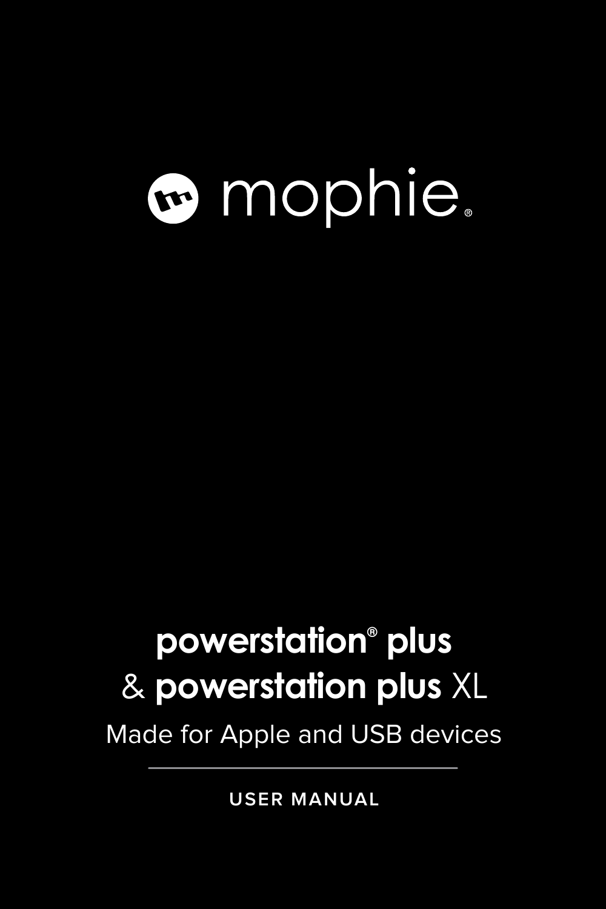mophie®

# **powerstation® plus**
# & **powerstation plus** XL

Made for Apple and USB devices

---

USER MANUAL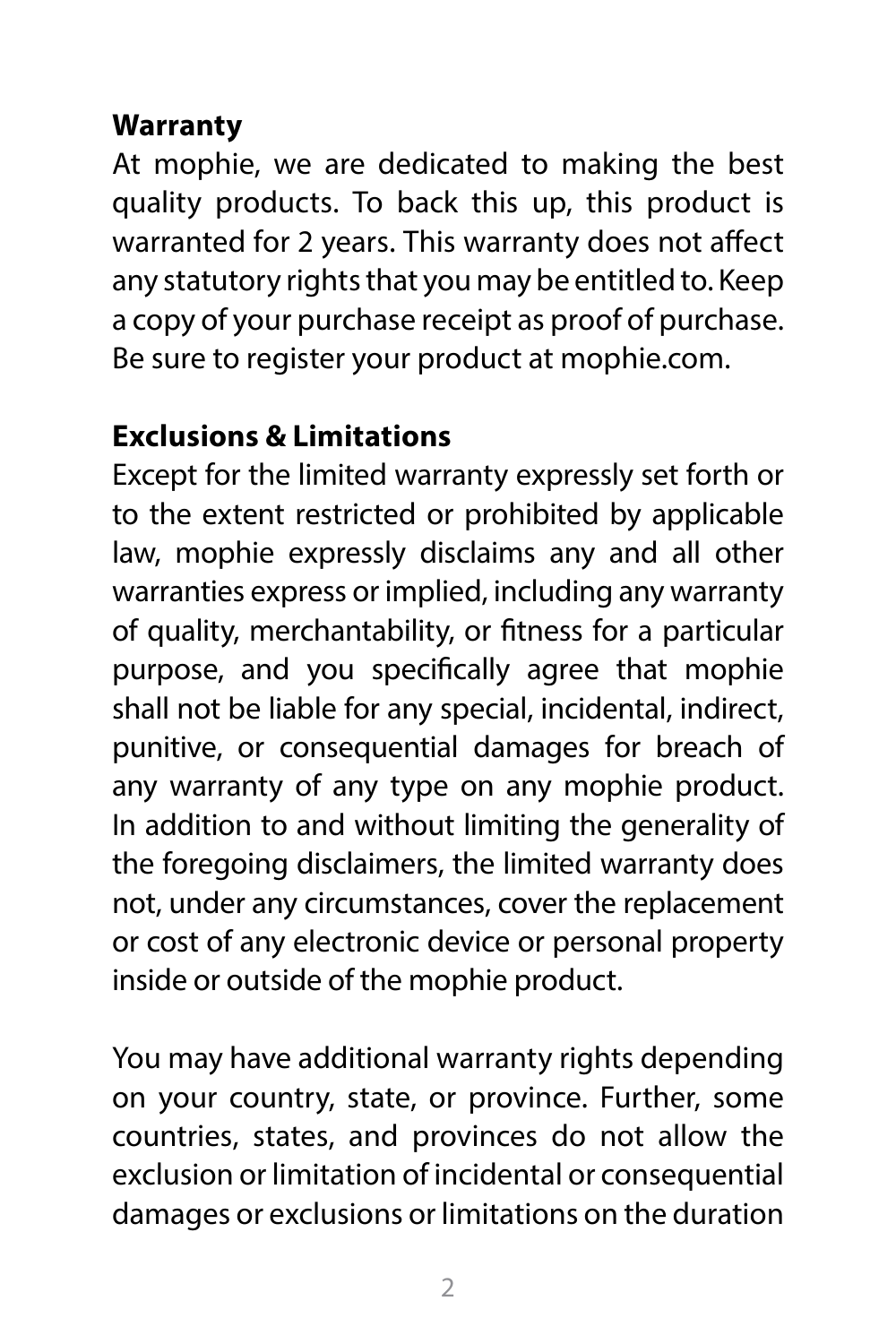## Warranty

At mophie, we are dedicated to making the best quality products. To back this up, this product is warranted for 2 years. This warranty does not affect any statutory rights that you may be entitled to. Keep a copy of your purchase receipt as proof of purchase. Be sure to register your product at mophie.com.

## Exclusions & Limitations

Except for the limited warranty expressly set forth or to the extent restricted or prohibited by applicable law, mophie expressly disclaims any and all other warranties express or implied, including any warranty of quality, merchantability, or fitness for a particular purpose, and you specifically agree that mophie shall not be liable for any special, incidental, indirect, punitive, or consequential damages for breach of any warranty of any type on any mophie product. In addition to and without limiting the generality of the foregoing disclaimers, the limited warranty does not, under any circumstances, cover the replacement or cost of any electronic device or personal property inside or outside of the mophie product.

You may have additional warranty rights depending on your country, state, or province. Further, some countries, states, and provinces do not allow the exclusion or limitation of incidental or consequential damages or exclusions or limitations on the duration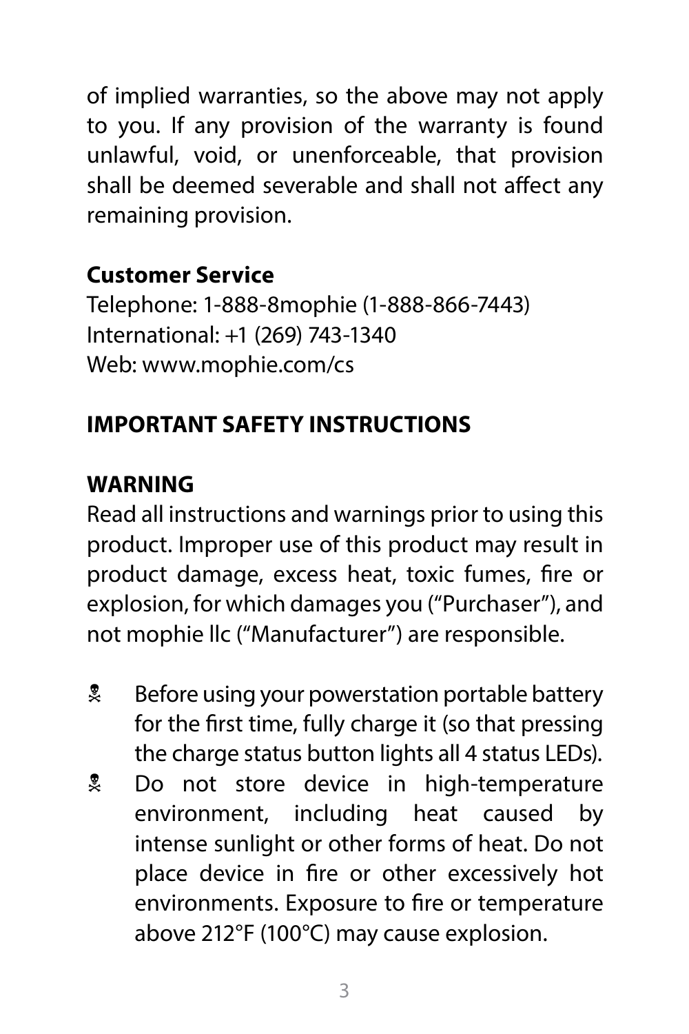of implied warranties, so the above may not apply to you. If any provision of the warranty is found unlawful, void, or unenforceable, that provision shall be deemed severable and shall not affect any remaining provision.

**Customer Service**

Telephone: 1-888-8mophie (1-888-866-7443)
International: +1 (269) 743-1340
Web: www.mophie.com/cs

**IMPORTANT SAFETY INSTRUCTIONS**

**WARNING**

Read all instructions and warnings prior to using this product. Improper use of this product may result in product damage, excess heat, toxic fumes, fire or explosion, for which damages you (“Purchaser”), and not mophie llc (“Manufacturer”) are responsible.

- Before using your powerstation portable battery for the first time, fully charge it (so that pressing the charge status button lights all 4 status LEDs).
- Do not store device in high-temperature environment, including heat caused by intense sunlight or other forms of heat. Do not place device in fire or other excessively hot environments. Exposure to fire or temperature above 212°F (100°C) may cause explosion.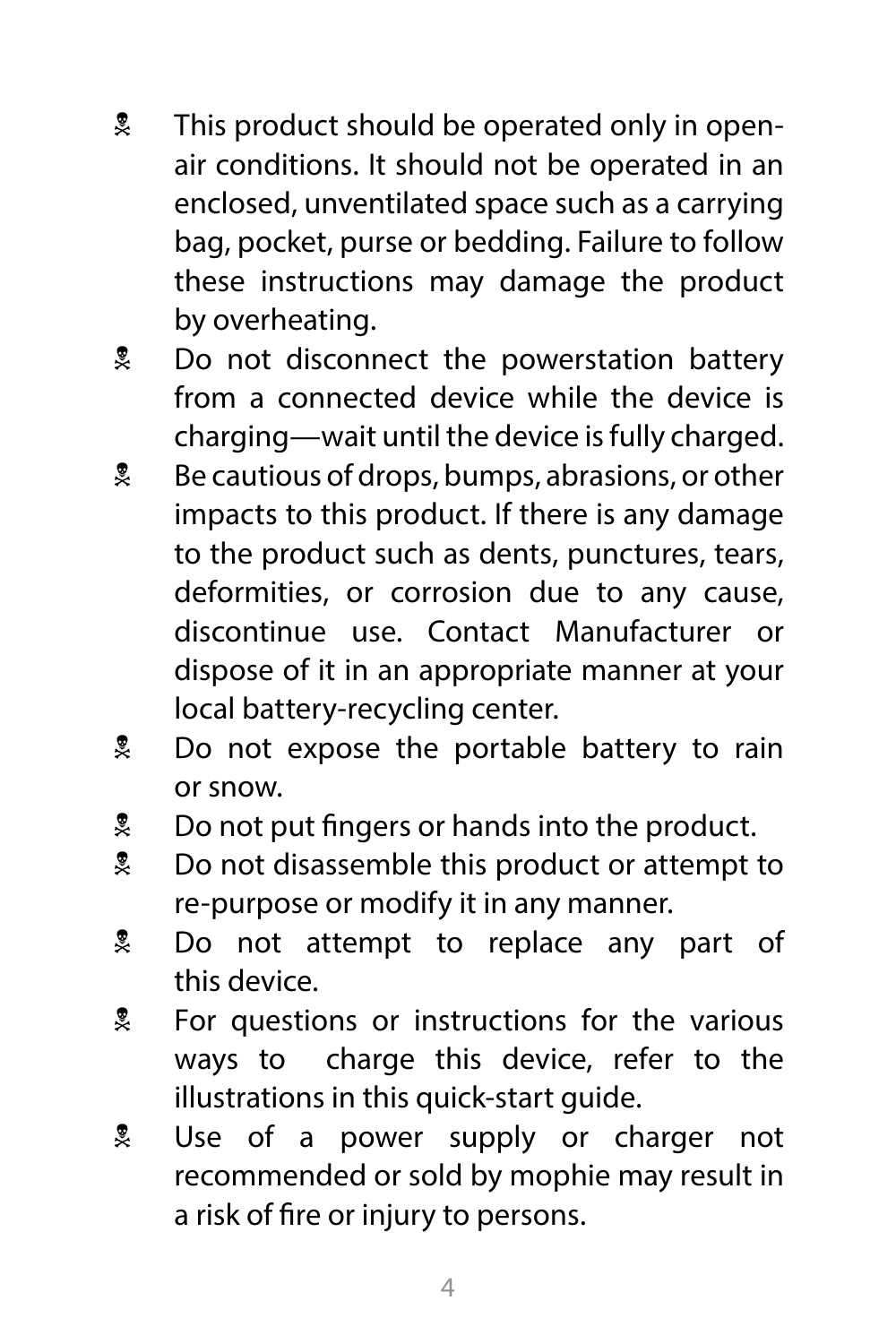- This product should be operated only in open-air conditions. It should not be operated in an enclosed, unventilated space such as a carrying bag, pocket, purse or bedding. Failure to follow these instructions may damage the product by overheating.
- Do not disconnect the powerstation battery from a connected device while the device is charging—wait until the device is fully charged.
- Be cautious of drops, bumps, abrasions, or other impacts to this product. If there is any damage to the product such as dents, punctures, tears, deformities, or corrosion due to any cause, discontinue use. Contact Manufacturer or dispose of it in an appropriate manner at your local battery-recycling center.
- Do not expose the portable battery to rain or snow.
- Do not put fingers or hands into the product.
- Do not disassemble this product or attempt to re-purpose or modify it in any manner.
- Do not attempt to replace any part of this device.
- For questions or instructions for the various ways to charge this device, refer to the illustrations in this quick-start guide.
- Use of a power supply or charger not recommended or sold by mophie may result in a risk of fire or injury to persons.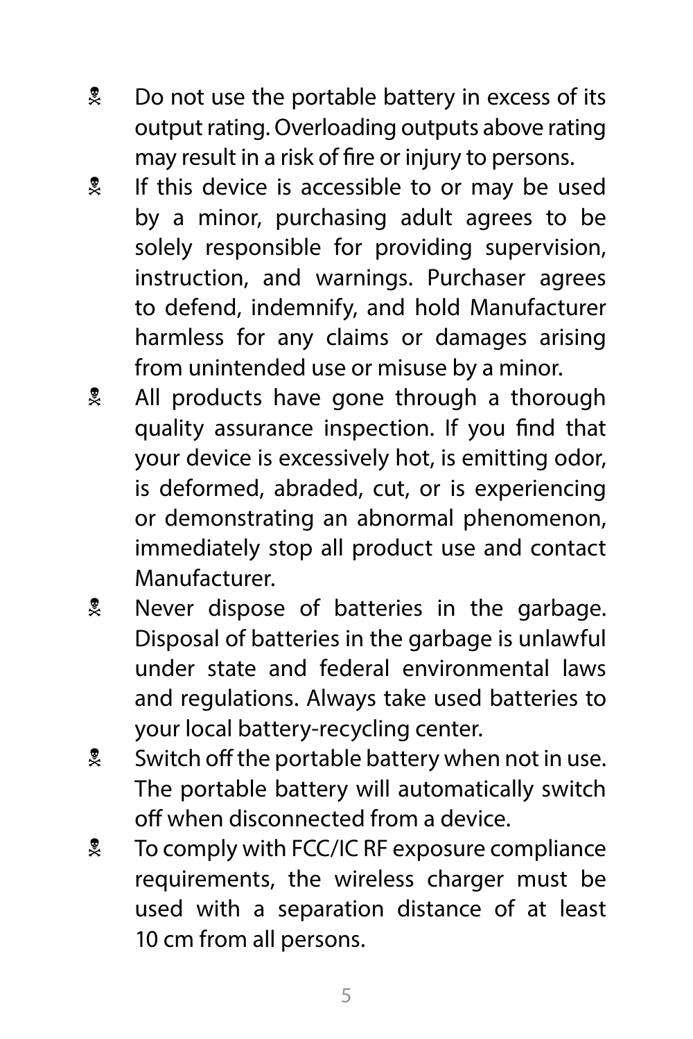- ☠ Do not use the portable battery in excess of its output rating. Overloading outputs above rating may result in a risk of fire or injury to persons.
- ☠ If this device is accessible to or may be used by a minor, purchasing adult agrees to be solely responsible for providing supervision, instruction, and warnings. Purchaser agrees to defend, indemnify, and hold Manufacturer harmless for any claims or damages arising from unintended use or misuse by a minor.
- ☠ All products have gone through a thorough quality assurance inspection. If you find that your device is excessively hot, is emitting odor, is deformed, abraded, cut, or is experiencing or demonstrating an abnormal phenomenon, immediately stop all product use and contact Manufacturer.
- ☠ Never dispose of batteries in the garbage. Disposal of batteries in the garbage is unlawful under state and federal environmental laws and regulations. Always take used batteries to your local battery-recycling center.
- ☠ Switch off the portable battery when not in use. The portable battery will automatically switch off when disconnected from a device.
- ☠ To comply with FCC/IC RF exposure compliance requirements, the wireless charger must be used with a separation distance of at least 10 cm from all persons.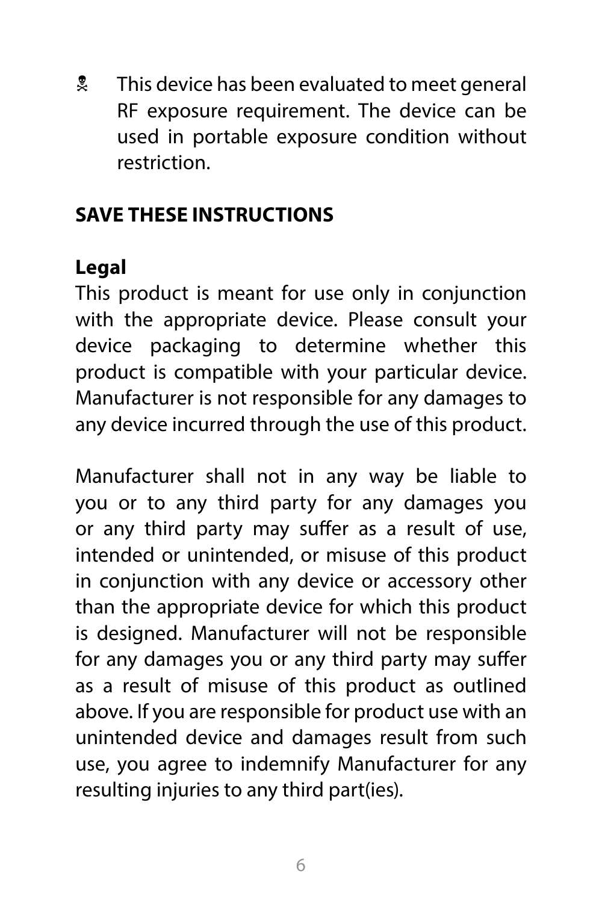☠ This device has been evaluated to meet general RF exposure requirement. The device can be used in portable exposure condition without restriction.

**SAVE THESE INSTRUCTIONS**

**Legal**

This product is meant for use only in conjunction with the appropriate device. Please consult your device packaging to determine whether this product is compatible with your particular device. Manufacturer is not responsible for any damages to any device incurred through the use of this product.

Manufacturer shall not in any way be liable to you or to any third party for any damages you or any third party may suffer as a result of use, intended or unintended, or misuse of this product in conjunction with any device or accessory other than the appropriate device for which this product is designed. Manufacturer will not be responsible for any damages you or any third party may suffer as a result of misuse of this product as outlined above. If you are responsible for product use with an unintended device and damages result from such use, you agree to indemnify Manufacturer for any resulting injuries to any third part(ies).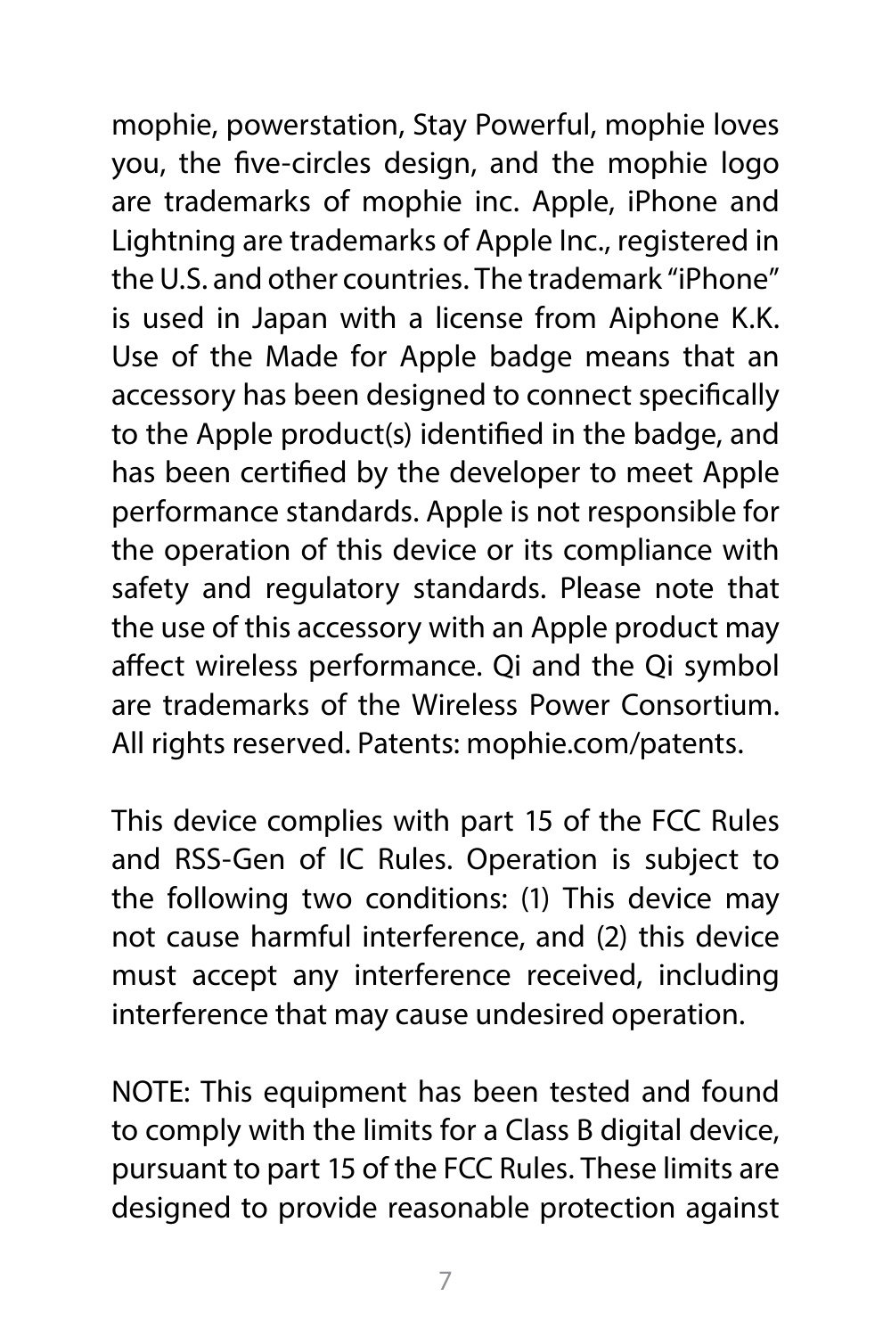mophie, powerstation, Stay Powerful, mophie loves you, the five-circles design, and the mophie logo are trademarks of mophie inc. Apple, iPhone and Lightning are trademarks of Apple Inc., registered in the U.S. and other countries. The trademark "iPhone" is used in Japan with a license from Aiphone K.K. Use of the Made for Apple badge means that an accessory has been designed to connect specifically to the Apple product(s) identified in the badge, and has been certified by the developer to meet Apple performance standards. Apple is not responsible for the operation of this device or its compliance with safety and regulatory standards. Please note that the use of this accessory with an Apple product may affect wireless performance. Qi and the Qi symbol are trademarks of the Wireless Power Consortium. All rights reserved. Patents: mophie.com/patents.

This device complies with part 15 of the FCC Rules and RSS-Gen of IC Rules. Operation is subject to the following two conditions: (1) This device may not cause harmful interference, and (2) this device must accept any interference received, including interference that may cause undesired operation.

NOTE: This equipment has been tested and found to comply with the limits for a Class B digital device, pursuant to part 15 of the FCC Rules. These limits are designed to provide reasonable protection against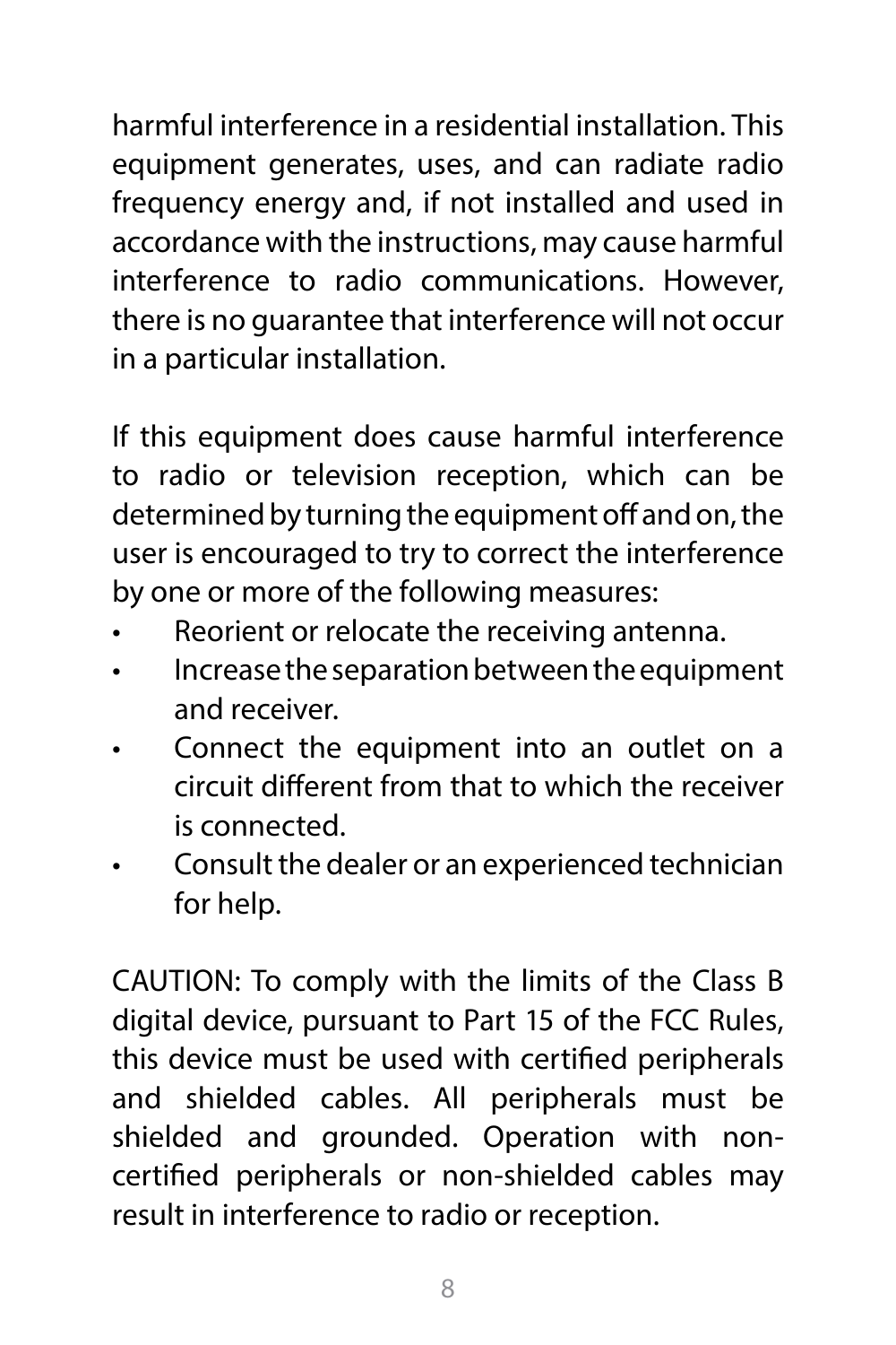harmful interference in a residential installation. This equipment generates, uses, and can radiate radio frequency energy and, if not installed and used in accordance with the instructions, may cause harmful interference to radio communications. However, there is no guarantee that interference will not occur in a particular installation.

If this equipment does cause harmful interference to radio or television reception, which can be determined by turning the equipment off and on, the user is encouraged to try to correct the interference by one or more of the following measures:

- Reorient or relocate the receiving antenna.
- Increase the separation between the equipment and receiver.
- Connect the equipment into an outlet on a circuit different from that to which the receiver is connected.
- Consult the dealer or an experienced technician for help.

CAUTION: To comply with the limits of the Class B digital device, pursuant to Part 15 of the FCC Rules, this device must be used with certified peripherals and shielded cables. All peripherals must be shielded and grounded. Operation with non-certified peripherals or non-shielded cables may result in interference to radio or reception.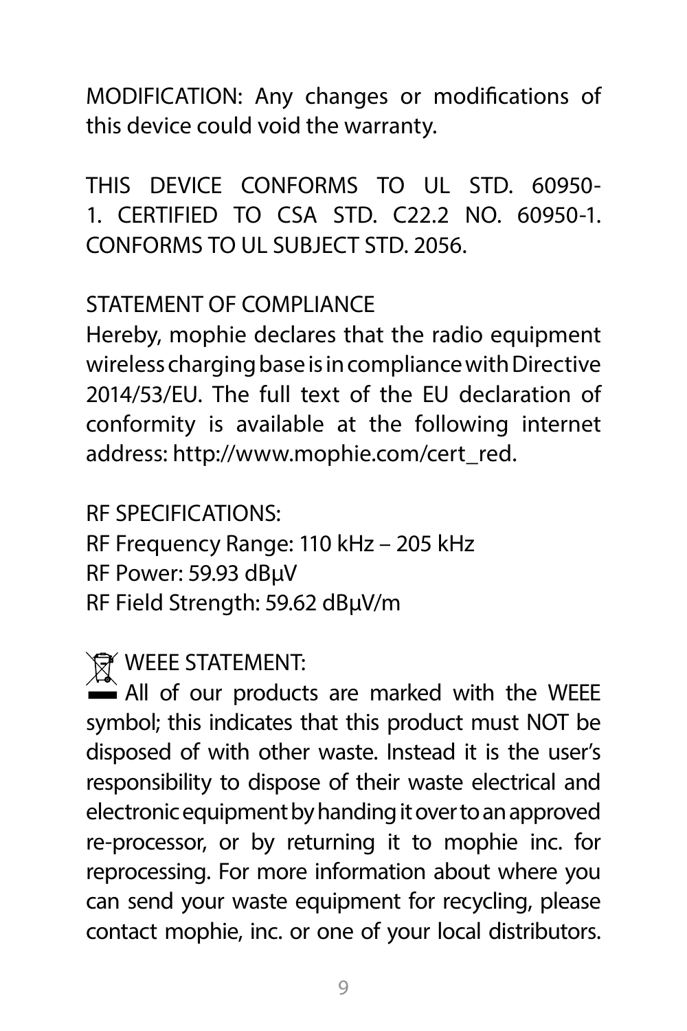MODIFICATION: Any changes or modifications of this device could void the warranty.

THIS DEVICE CONFORMS TO UL STD. 60950-1. CERTIFIED TO CSA STD. C22.2 NO. 60950-1. CONFORMS TO UL SUBJECT STD. 2056.

STATEMENT OF COMPLIANCE

Hereby, mophie declares that the radio equipment wireless charging base is in compliance with Directive 2014/53/EU. The full text of the EU declaration of conformity is available at the following internet address: http://www.mophie.com/cert_red.

RF SPECIFICATIONS:

RF Frequency Range: 110 kHz – 205 kHz

RF Power: 59.93 dBμV

RF Field Strength: 59.62 dBμV/m

WEEE STATEMENT:

All of our products are marked with the WEEE symbol; this indicates that this product must NOT be disposed of with other waste. Instead it is the user's responsibility to dispose of their waste electrical and electronic equipment by handing it over to an approved re-processor, or by returning it to mophie inc. for reprocessing. For more information about where you can send your waste equipment for recycling, please contact mophie, inc. or one of your local distributors.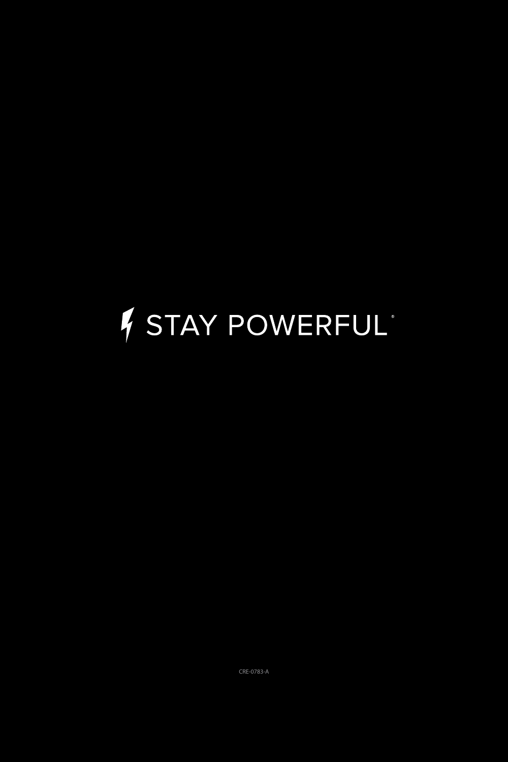STAY POWERFUL®

CRE-0783-A